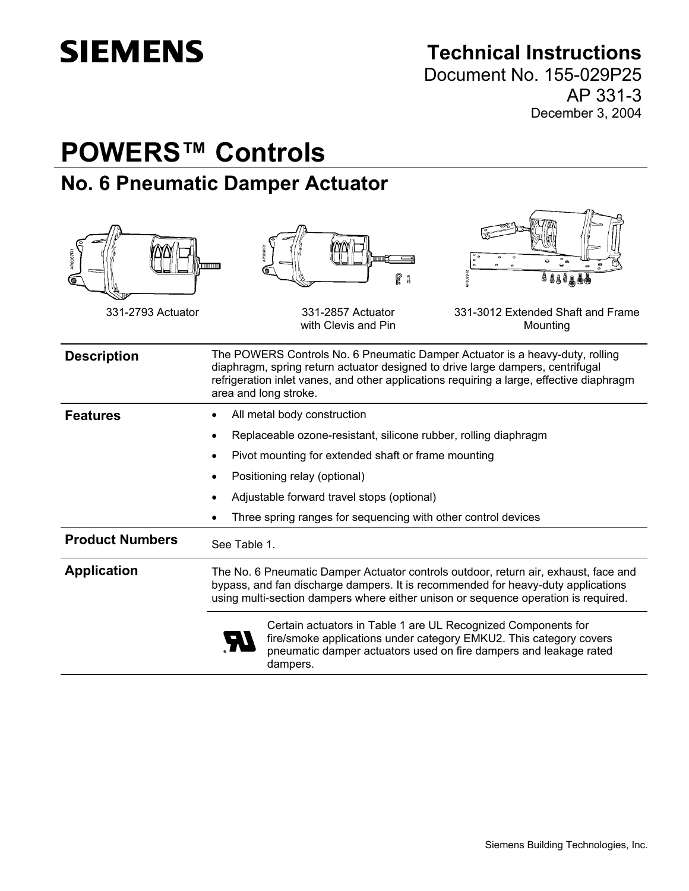**SIEMENS**

# Technical Instructions

Document No. 155-029P25

AP 331-3

December 3, 2004

# POWERS™ Controls

## No. 6 Pneumatic Damper Actuator

331-2793 Actuator

331-2857 Actuator with Clevis and Pin

331-3012 Extended Shaft and Frame Mounting

### Description

The POWERS Controls No. 6 Pneumatic Damper Actuator is a heavy-duty, rolling diaphragm, spring return actuator designed to drive large dampers, centrifugal refrigeration inlet vanes, and other applications requiring a large, effective diaphragm area and long stroke.

### Features

- All metal body construction
- Replaceable ozone-resistant, silicone rubber, rolling diaphragm
- Pivot mounting for extended shaft or frame mounting
- Positioning relay (optional)
- Adjustable forward travel stops (optional)
- Three spring ranges for sequencing with other control devices

### Product Numbers

See Table 1.

### Application

The No. 6 Pneumatic Damper Actuator controls outdoor, return air, exhaust, face and bypass, and fan discharge dampers. It is recommended for heavy-duty applications using multi-section dampers where either unison or sequence operation is required.

Certain actuators in Table 1 are UL Recognized Components for fire/smoke applications under category EMKU2. This category covers pneumatic damper actuators used on fire dampers and leakage rated dampers.

Siemens Building Technologies, Inc.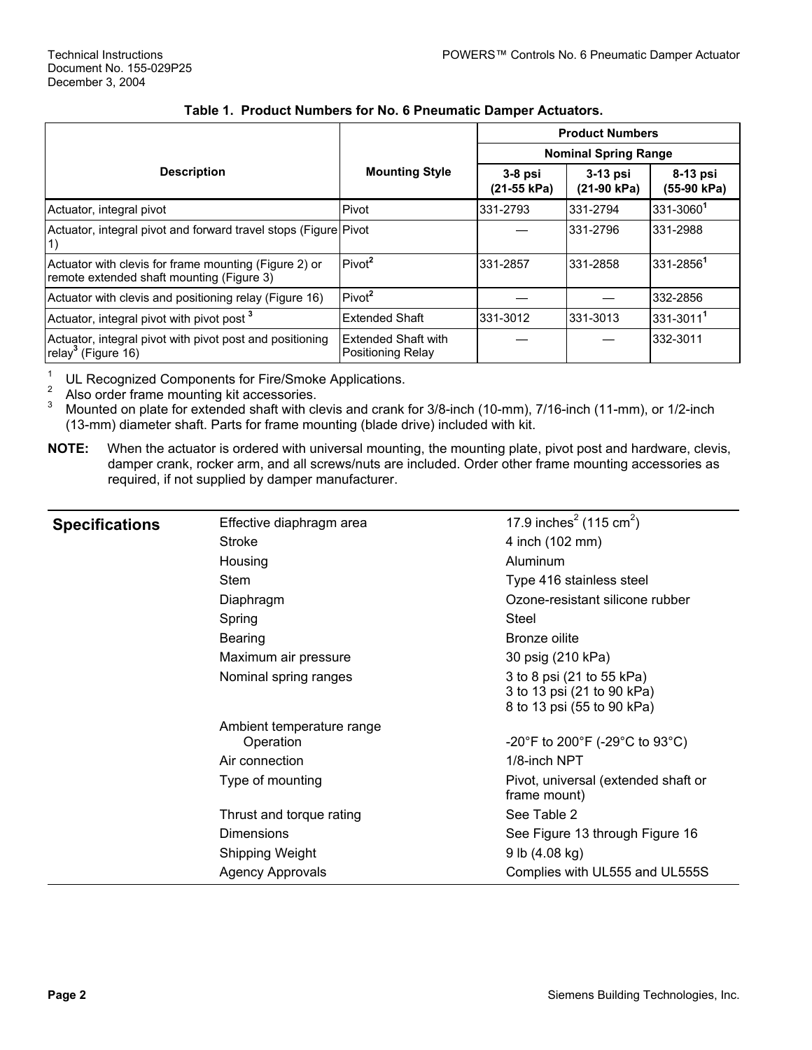**Table 1. Product Numbers for No. 6 Pneumatic Damper Actuators.**

| Description | Mounting Style | Product Numbers | | |
|---|---|---|---|---|
| | | Nominal Spring Range | | |
| | | 3-8 psi (21-55 kPa) | 3-13 psi (21-90 kPa) | 8-13 psi (55-90 kPa) |
| Actuator, integral pivot | Pivot | 331-2793 | 331-2794 | 331-3060[1] |
| Actuator, integral pivot and forward travel stops (Figure 1) | Pivot | — | 331-2796 | 331-2988 |
| Actuator with clevis for frame mounting (Figure 2) or remote extended shaft mounting (Figure 3) | Pivot[2] | 331-2857 | 331-2858 | 331-2856[1] |
| Actuator with clevis and positioning relay (Figure 16) | Pivot[2] | — | — | 332-2856 |
| Actuator, integral pivot with pivot post [3] | Extended Shaft | 331-3012 | 331-3013 | 331-3011[1] |
| Actuator, integral pivot with pivot post and positioning relay[3] (Figure 16) | Extended Shaft with Positioning Relay | — | — | 332-3011 |

[1] UL Recognized Components for Fire/Smoke Applications.
[2] Also order frame mounting kit accessories.
[3] Mounted on plate for extended shaft with clevis and crank for 3/8-inch (10-mm), 7/16-inch (11-mm), or 1/2-inch (13-mm) diameter shaft. Parts for frame mounting (blade drive) included with kit.

**NOTE:** When the actuator is ordered with universal mounting, the mounting plate, pivot post and hardware, clevis, damper crank, rocker arm, and all screws/nuts are included. Order other frame mounting accessories as required, if not supplied by damper manufacturer.

## Specifications

| | |
|---|---|
| Effective diaphragm area | 17.9 inches$^2$ (115 cm$^2$) |
| Stroke | 4 inch (102 mm) |
| Housing | Aluminum |
| Stem | Type 416 stainless steel |
| Diaphragm | Ozone-resistant silicone rubber |
| Spring | Steel |
| Bearing | Bronze oilite |
| Maximum air pressure | 30 psig (210 kPa) |
| Nominal spring ranges | 3 to 8 psi (21 to 55 kPa)<br>3 to 13 psi (21 to 90 kPa)<br>8 to 13 psi (55 to 90 kPa) |
| Ambient temperature range<br>Operation | -20°F to 200°F (-29°C to 93°C) |
| Air connection | 1/8-inch NPT |
| Type of mounting | Pivot, universal (extended shaft or frame mount) |
| Thrust and torque rating | See Table 2 |
| Dimensions | See Figure 13 through Figure 16 |
| Shipping Weight | 9 lb (4.08 kg) |
| Agency Approvals | Complies with UL555 and UL555S |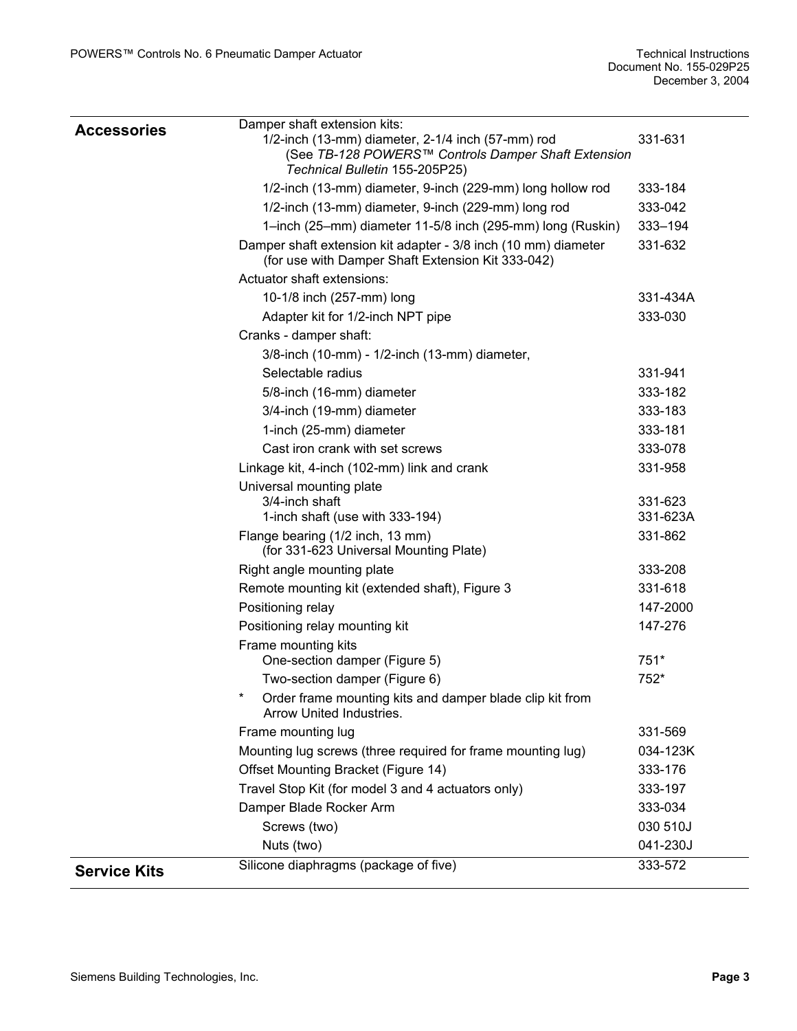## Accessories

| Item | Part Number |
|---|---|
| Damper shaft extension kits: | |
| 1/2-inch (13-mm) diameter, 2-1/4 inch (57-mm) rod (See *TB-128 POWERS™ Controls Damper Shaft Extension Technical Bulletin* 155-205P25) | 331-631 |
| 1/2-inch (13-mm) diameter, 9-inch (229-mm) long hollow rod | 333-184 |
| 1/2-inch (13-mm) diameter, 9-inch (229-mm) long rod | 333-042 |
| 1–inch (25–mm) diameter 11-5/8 inch (295-mm) long (Ruskin) | 333–194 |
| Damper shaft extension kit adapter - 3/8 inch (10 mm) diameter (for use with Damper Shaft Extension Kit 333-042) | 331-632 |
| Actuator shaft extensions: | |
| 10-1/8 inch (257-mm) long | 331-434A |
| Adapter kit for 1/2-inch NPT pipe | 333-030 |
| Cranks - damper shaft: | |
| 3/8-inch (10-mm) - 1/2-inch (13-mm) diameter, | |
| Selectable radius | 331-941 |
| 5/8-inch (16-mm) diameter | 333-182 |
| 3/4-inch (19-mm) diameter | 333-183 |
| 1-inch (25-mm) diameter | 333-181 |
| Cast iron crank with set screws | 333-078 |
| Linkage kit, 4-inch (102-mm) link and crank | 331-958 |
| Universal mounting plate | |
| 3/4-inch shaft | 331-623 |
| 1-inch shaft (use with 333-194) | 331-623A |
| Flange bearing (1/2 inch, 13 mm) (for 331-623 Universal Mounting Plate) | 331-862 |
| Right angle mounting plate | 333-208 |
| Remote mounting kit (extended shaft), Figure 3 | 331-618 |
| Positioning relay | 147-2000 |
| Positioning relay mounting kit | 147-276 |
| Frame mounting kits | |
| One-section damper (Figure 5) | 751* |
| Two-section damper (Figure 6) | 752* |
| * Order frame mounting kits and damper blade clip kit from Arrow United Industries. | |
| Frame mounting lug | 331-569 |
| Mounting lug screws (three required for frame mounting lug) | 034-123K |
| Offset Mounting Bracket (Figure 14) | 333-176 |
| Travel Stop Kit (for model 3 and 4 actuators only) | 333-197 |
| Damper Blade Rocker Arm | 333-034 |
| Screws (two) | 030 510J |
| Nuts (two) | 041-230J |

## Service Kits

| Item | Part Number |
|---|---|
| Silicone diaphragms (package of five) | 333-572 |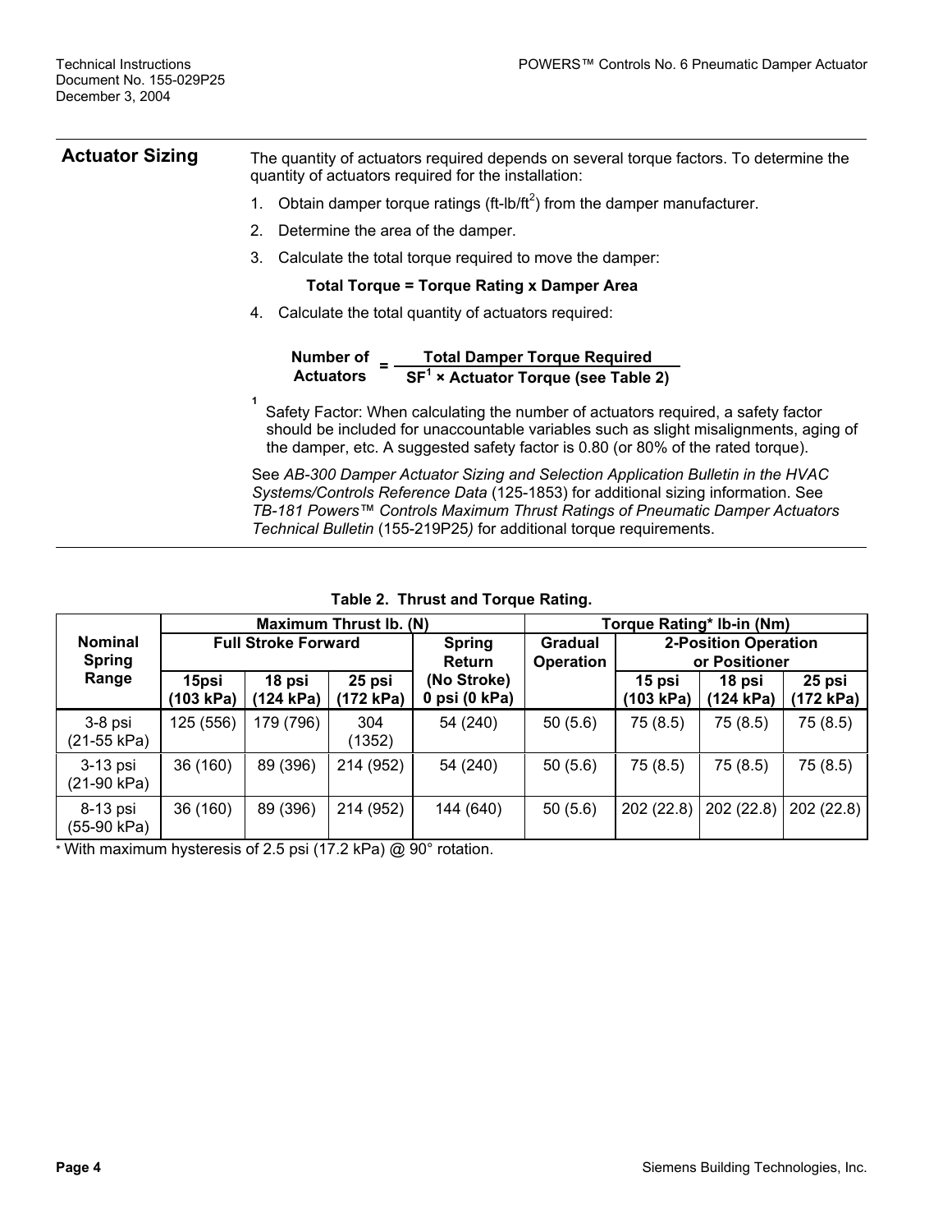## Actuator Sizing

The quantity of actuators required depends on several torque factors. To determine the quantity of actuators required for the installation:

1. Obtain damper torque ratings (ft-lb/ft$^2$) from the damper manufacturer.
2. Determine the area of the damper.
3. Calculate the total torque required to move the damper:

   **Total Torque = Torque Rating x Damper Area**

4. Calculate the total quantity of actuators required:

$$\text{Number of Actuators} = \frac{\text{Total Damper Torque Required}}{\text{SF}^1 \times \text{Actuator Torque (see Table 2)}}$$

[1] Safety Factor: When calculating the number of actuators required, a safety factor should be included for unaccountable variables such as slight misalignments, aging of the damper, etc. A suggested safety factor is 0.80 (or 80% of the rated torque).

See *AB-300 Damper Actuator Sizing and Selection Application Bulletin in the HVAC Systems/Controls Reference Data* (125-1853) for additional sizing information. See *TB-181 Powers™ Controls Maximum Thrust Ratings of Pneumatic Damper Actuators Technical Bulletin* (155-219P25*)* for additional torque requirements.

**Table 2. Thrust and Torque Rating.**

| Nominal Spring Range | Maximum Thrust lb. (N) | | | | Torque Rating* lb-in (Nm) | | | |
|---|---|---|---|---|---|---|---|---|
| | Full Stroke Forward | | | Spring Return | Gradual Operation | 2-Position Operation or Positioner | | |
| | 15psi (103 kPa) | 18 psi (124 kPa) | 25 psi (172 kPa) | (No Stroke) 0 psi (0 kPa) | | 15 psi (103 kPa) | 18 psi (124 kPa) | 25 psi (172 kPa) |
| 3-8 psi (21-55 kPa) | 125 (556) | 179 (796) | 304 (1352) | 54 (240) | 50 (5.6) | 75 (8.5) | 75 (8.5) | 75 (8.5) |
| 3-13 psi (21-90 kPa) | 36 (160) | 89 (396) | 214 (952) | 54 (240) | 50 (5.6) | 75 (8.5) | 75 (8.5) | 75 (8.5) |
| 8-13 psi (55-90 kPa) | 36 (160) | 89 (396) | 214 (952) | 144 (640) | 50 (5.6) | 202 (22.8) | 202 (22.8) | 202 (22.8) |

* With maximum hysteresis of 2.5 psi (17.2 kPa) @ 90° rotation.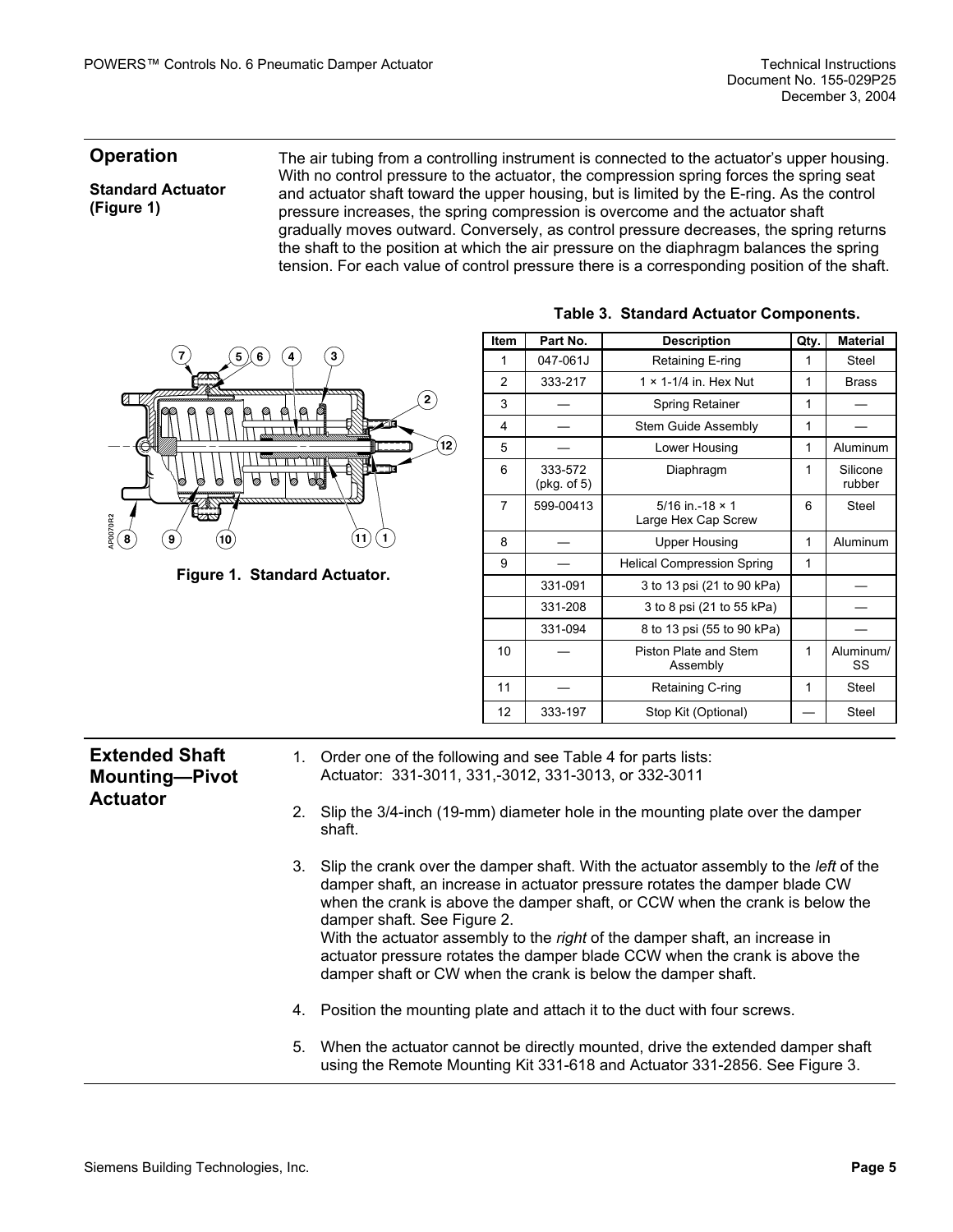## Operation

### Standard Actuator (Figure 1)

The air tubing from a controlling instrument is connected to the actuator's upper housing. With no control pressure to the actuator, the compression spring forces the spring seat and actuator shaft toward the upper housing, but is limited by the E-ring. As the control pressure increases, the spring compression is overcome and the actuator shaft gradually moves outward. Conversely, as control pressure decreases, the spring returns the shaft to the position at which the air pressure on the diaphragm balances the spring tension. For each value of control pressure there is a corresponding position of the shaft.

**Figure 1. Standard Actuator.**

**Table 3. Standard Actuator Components.**

| Item | Part No. | Description | Qty. | Material |
|---|---|---|---|---|
| 1 | 047-061J | Retaining E-ring | 1 | Steel |
| 2 | 333-217 | 1 × 1-1/4 in. Hex Nut | 1 | Brass |
| 3 | — | Spring Retainer | 1 | — |
| 4 | — | Stem Guide Assembly | 1 | — |
| 5 | — | Lower Housing | 1 | Aluminum |
| 6 | 333-572 (pkg. of 5) | Diaphragm | 1 | Silicone rubber |
| 7 | 599-00413 | 5/16 in.-18 × 1 Large Hex Cap Screw | 6 | Steel |
| 8 | — | Upper Housing | 1 | Aluminum |
| 9 | — | Helical Compression Spring | 1 | |
| | 331-091 | 3 to 13 psi (21 to 90 kPa) | | — |
| | 331-208 | 3 to 8 psi (21 to 55 kPa) | | — |
| | 331-094 | 8 to 13 psi (55 to 90 kPa) | | — |
| 10 | — | Piston Plate and Stem Assembly | 1 | Aluminum/ SS |
| 11 | — | Retaining C-ring | 1 | Steel |
| 12 | 333-197 | Stop Kit (Optional) | — | Steel |

## Extended Shaft Mounting—Pivot Actuator

1. Order one of the following and see Table 4 for parts lists:
   Actuator: 331-3011, 331,-3012, 331-3013, or 332-3011

2. Slip the 3/4-inch (19-mm) diameter hole in the mounting plate over the damper shaft.

3. Slip the crank over the damper shaft. With the actuator assembly to the *left* of the damper shaft, an increase in actuator pressure rotates the damper blade CW when the crank is above the damper shaft, or CCW when the crank is below the damper shaft. See Figure 2.
   With the actuator assembly to the *right* of the damper shaft, an increase in actuator pressure rotates the damper blade CCW when the crank is above the damper shaft or CW when the crank is below the damper shaft.

4. Position the mounting plate and attach it to the duct with four screws.

5. When the actuator cannot be directly mounted, drive the extended damper shaft using the Remote Mounting Kit 331-618 and Actuator 331-2856. See Figure 3.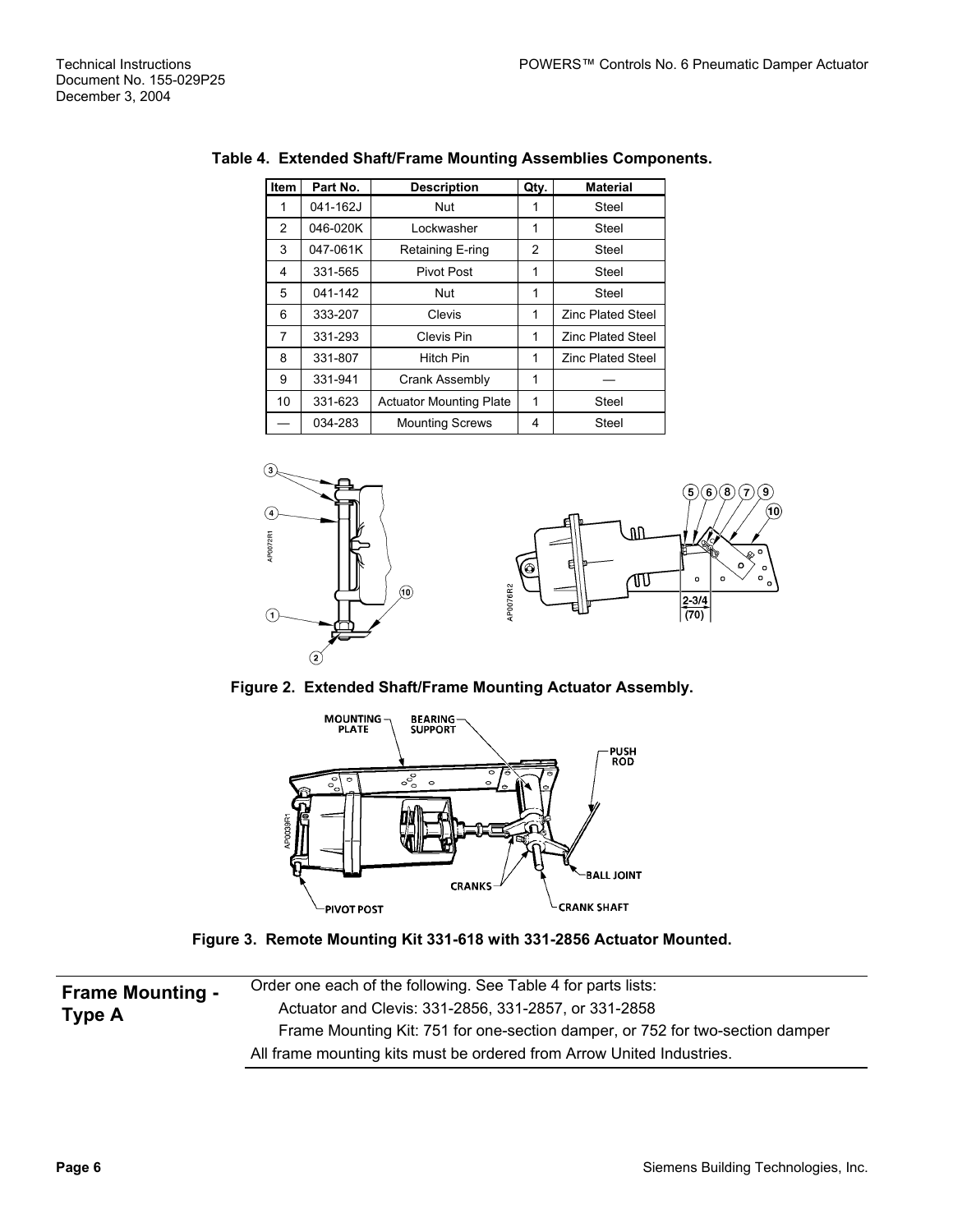**Table 4. Extended Shaft/Frame Mounting Assemblies Components.**

| Item | Part No. | Description | Qty. | Material |
|---|---|---|---|---|
| 1 | 041-162J | Nut | 1 | Steel |
| 2 | 046-020K | Lockwasher | 1 | Steel |
| 3 | 047-061K | Retaining E-ring | 2 | Steel |
| 4 | 331-565 | Pivot Post | 1 | Steel |
| 5 | 041-142 | Nut | 1 | Steel |
| 6 | 333-207 | Clevis | 1 | Zinc Plated Steel |
| 7 | 331-293 | Clevis Pin | 1 | Zinc Plated Steel |
| 8 | 331-807 | Hitch Pin | 1 | Zinc Plated Steel |
| 9 | 331-941 | Crank Assembly | 1 | — |
| 10 | 331-623 | Actuator Mounting Plate | 1 | Steel |
| — | 034-283 | Mounting Screws | 4 | Steel |

**Figure 2. Extended Shaft/Frame Mounting Actuator Assembly.**

**Figure 3. Remote Mounting Kit 331-618 with 331-2856 Actuator Mounted.**

## Frame Mounting - Type A

Order one each of the following. See Table 4 for parts lists:

- Actuator and Clevis: 331-2856, 331-2857, or 331-2858
- Frame Mounting Kit: 751 for one-section damper, or 752 for two-section damper

All frame mounting kits must be ordered from Arrow United Industries.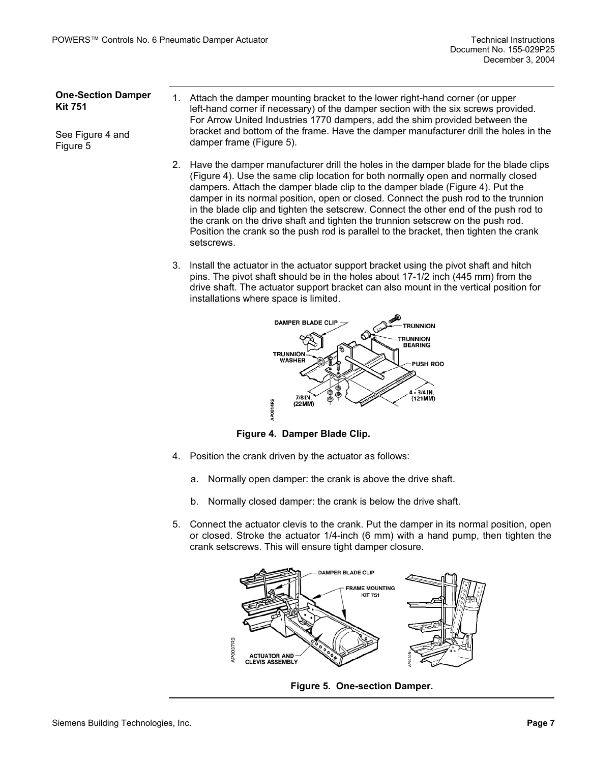**One-Section Damper Kit 751**

See Figure 4 and Figure 5

1. Attach the damper mounting bracket to the lower right-hand corner (or upper left-hand corner if necessary) of the damper section with the six screws provided. For Arrow United Industries 1770 dampers, add the shim provided between the bracket and bottom of the frame. Have the damper manufacturer drill the holes in the damper frame (Figure 5).

2. Have the damper manufacturer drill the holes in the damper blade for the blade clips (Figure 4). Use the same clip location for both normally open and normally closed dampers. Attach the damper blade clip to the damper blade (Figure 4). Put the damper in its normal position, open or closed. Connect the push rod to the trunnion in the blade clip and tighten the setscrew. Connect the other end of the push rod to the crank on the drive shaft and tighten the trunnion setscrew on the push rod. Position the crank so the push rod is parallel to the bracket, then tighten the crank setscrews.

3. Install the actuator in the actuator support bracket using the pivot shaft and hitch pins. The pivot shaft should be in the holes about 17-1/2 inch (445 mm) from the drive shaft. The actuator support bracket can also mount in the vertical position for installations where space is limited.

Figure 4. Damper Blade Clip.

4. Position the crank driven by the actuator as follows:

   a. Normally open damper: the crank is above the drive shaft.

   b. Normally closed damper: the crank is below the drive shaft.

5. Connect the actuator clevis to the crank. Put the damper in its normal position, open or closed. Stroke the actuator 1/4-inch (6 mm) with a hand pump, then tighten the crank setscrews. This will ensure tight damper closure.

Figure 5. One-section Damper.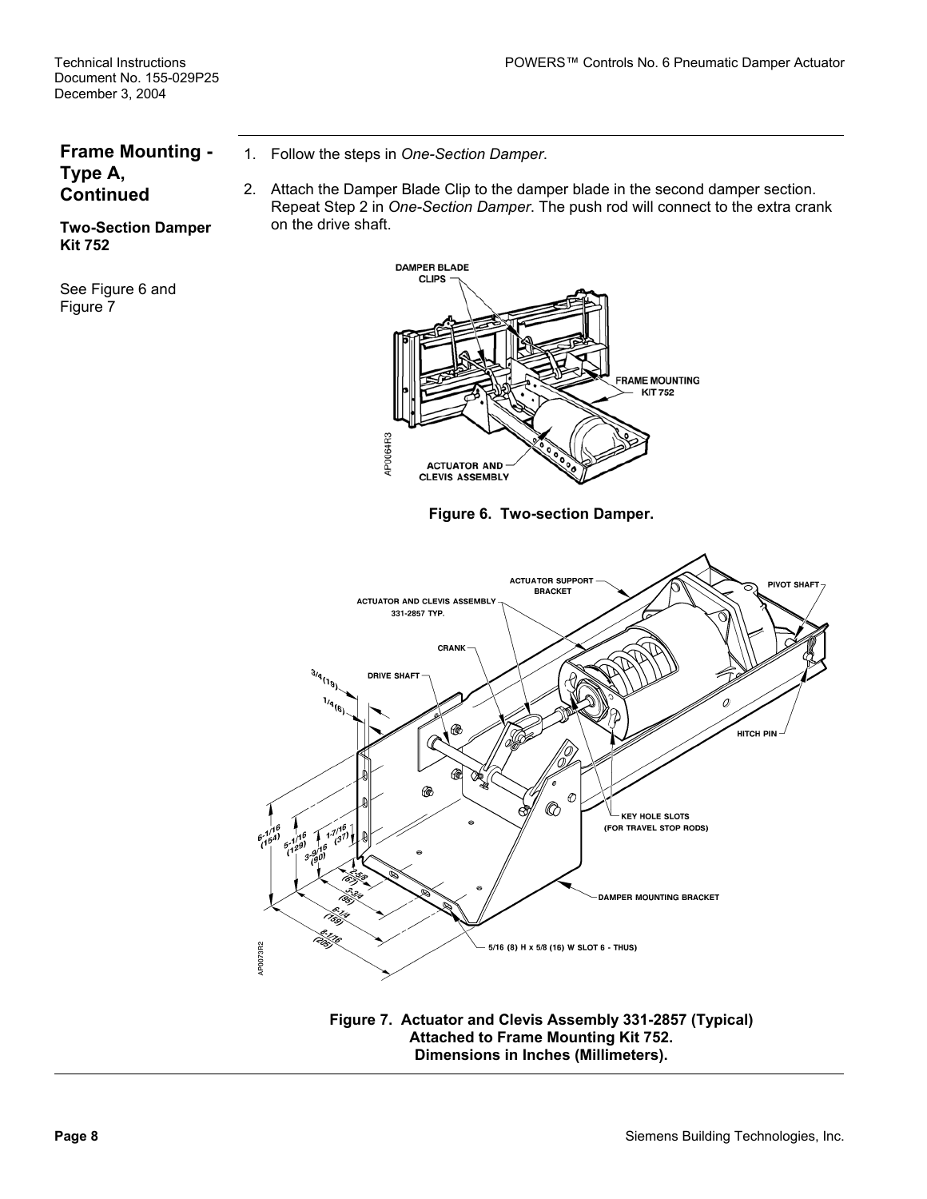## Frame Mounting - Type A, Continued

### Two-Section Damper Kit 752

See Figure 6 and Figure 7

1. Follow the steps in *One-Section Damper*.
2. Attach the Damper Blade Clip to the damper blade in the second damper section. Repeat Step 2 in *One-Section Damper*. The push rod will connect to the extra crank on the drive shaft.

**Figure 6. Two-section Damper.**

**Figure 7. Actuator and Clevis Assembly 331-2857 (Typical) Attached to Frame Mounting Kit 752. Dimensions in Inches (Millimeters).**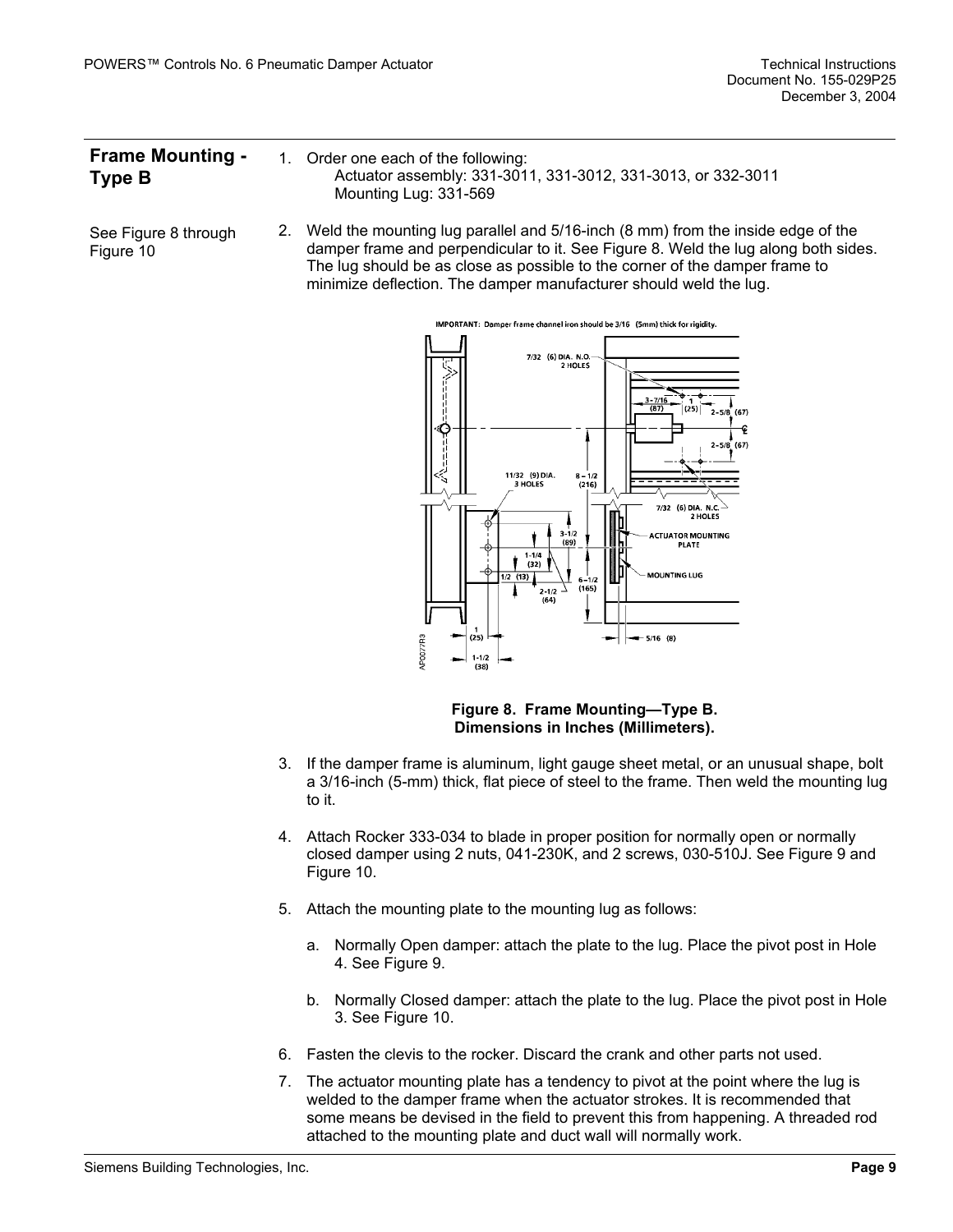## Frame Mounting - Type B

See Figure 8 through Figure 10

1. Order one each of the following:
   Actuator assembly: 331-3011, 331-3012, 331-3013, or 332-3011
   Mounting Lug: 331-569

2. Weld the mounting lug parallel and 5/16-inch (8 mm) from the inside edge of the damper frame and perpendicular to it. See Figure 8. Weld the lug along both sides. The lug should be as close as possible to the corner of the damper frame to minimize deflection. The damper manufacturer should weld the lug.

IMPORTANT: Damper frame channel iron should be 3/16 (5mm) thick for rigidity.

**Figure 8. Frame Mounting—Type B. Dimensions in Inches (Millimeters).**

3. If the damper frame is aluminum, light gauge sheet metal, or an unusual shape, bolt a 3/16-inch (5-mm) thick, flat piece of steel to the frame. Then weld the mounting lug to it.

4. Attach Rocker 333-034 to blade in proper position for normally open or normally closed damper using 2 nuts, 041-230K, and 2 screws, 030-510J. See Figure 9 and Figure 10.

5. Attach the mounting plate to the mounting lug as follows:

   a. Normally Open damper: attach the plate to the lug. Place the pivot post in Hole 4. See Figure 9.

   b. Normally Closed damper: attach the plate to the lug. Place the pivot post in Hole 3. See Figure 10.

6. Fasten the clevis to the rocker. Discard the crank and other parts not used.

7. The actuator mounting plate has a tendency to pivot at the point where the lug is welded to the damper frame when the actuator strokes. It is recommended that some means be devised in the field to prevent this from happening. A threaded rod attached to the mounting plate and duct wall will normally work.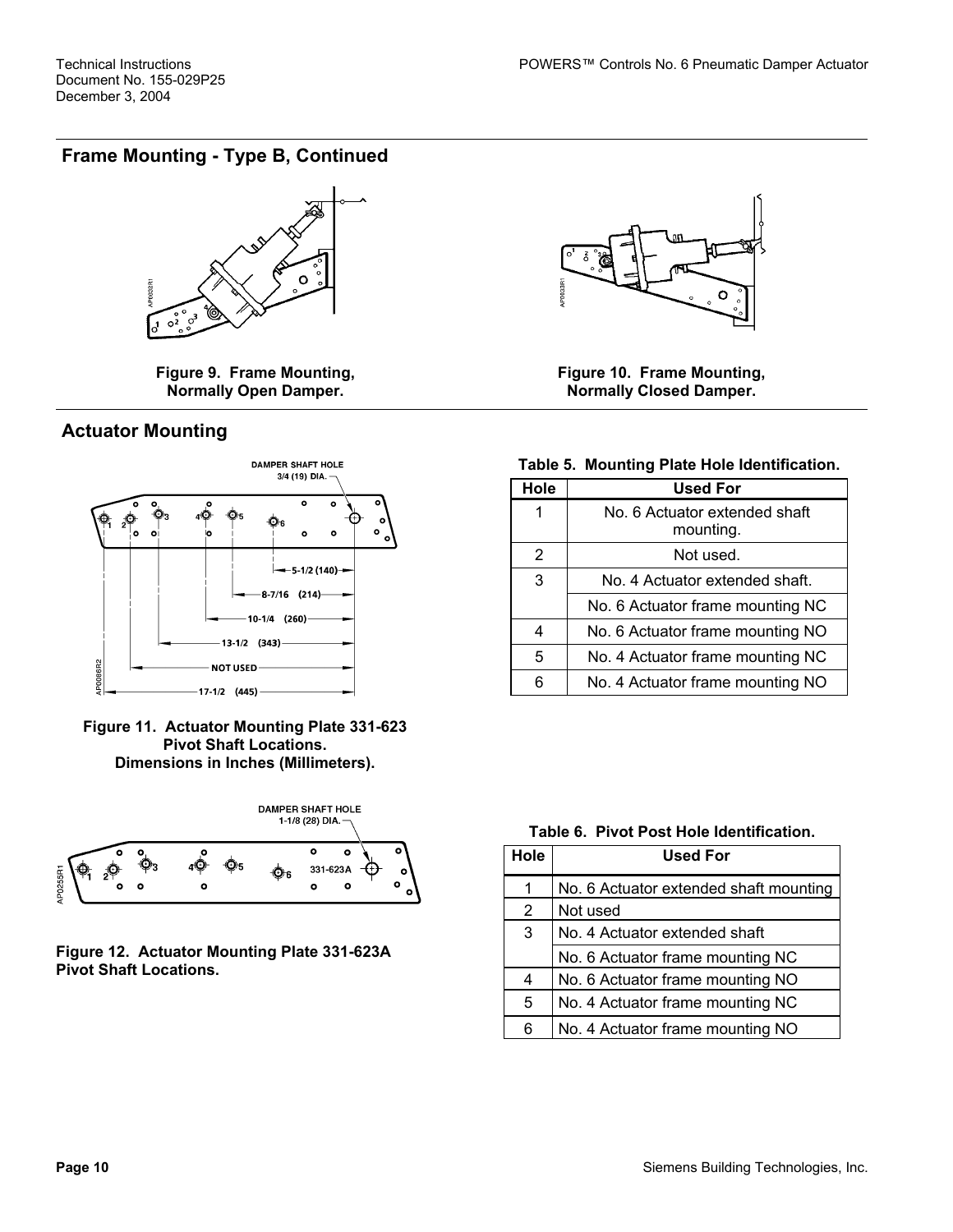## Frame Mounting - Type B, Continued

Figure 9. Frame Mounting, Normally Open Damper.

Figure 10. Frame Mounting, Normally Closed Damper.

## Actuator Mounting

DAMPER SHAFT HOLE 3/4 (19) DIA.

5-1/2 (140)
8-7/16 (214)
10-1/4 (260)
13-1/2 (343)
NOT USED
17-1/2 (445)

Figure 11. Actuator Mounting Plate 331-623 Pivot Shaft Locations. Dimensions in Inches (Millimeters).

Table 5. Mounting Plate Hole Identification.

| Hole | Used For |
|---|---|
| 1 | No. 6 Actuator extended shaft mounting. |
| 2 | Not used. |
| 3 | No. 4 Actuator extended shaft. |
| | No. 6 Actuator frame mounting NC |
| 4 | No. 6 Actuator frame mounting NO |
| 5 | No. 4 Actuator frame mounting NC |
| 6 | No. 4 Actuator frame mounting NO |

DAMPER SHAFT HOLE 1-1/8 (28) DIA.

Figure 12. Actuator Mounting Plate 331-623A Pivot Shaft Locations.

Table 6. Pivot Post Hole Identification.

| Hole | Used For |
|---|---|
| 1 | No. 6 Actuator extended shaft mounting |
| 2 | Not used |
| 3 | No. 4 Actuator extended shaft |
| | No. 6 Actuator frame mounting NC |
| 4 | No. 6 Actuator frame mounting NO |
| 5 | No. 4 Actuator frame mounting NC |
| 6 | No. 4 Actuator frame mounting NO |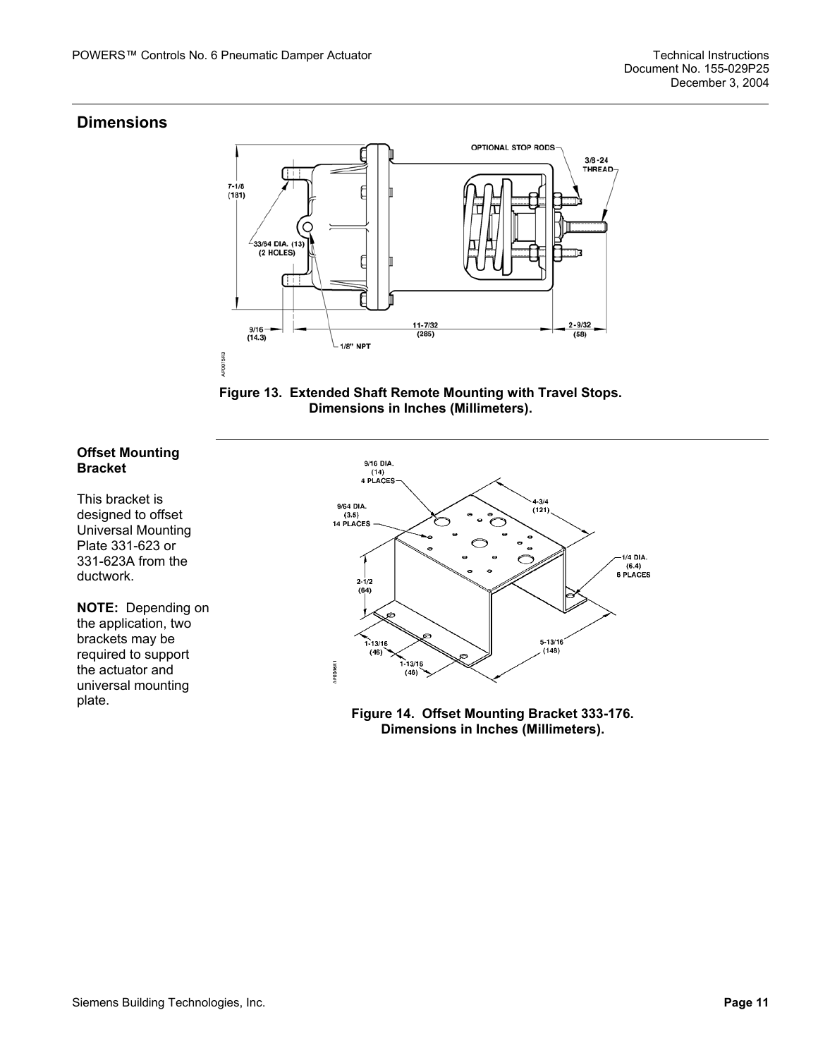## Dimensions

Figure 13. Extended Shaft Remote Mounting with Travel Stops. Dimensions in Inches (Millimeters).

### Offset Mounting Bracket

This bracket is designed to offset Universal Mounting Plate 331-623 or 331-623A from the ductwork.

**NOTE:** Depending on the application, two brackets may be required to support the actuator and universal mounting plate.

Figure 14. Offset Mounting Bracket 333-176. Dimensions in Inches (Millimeters).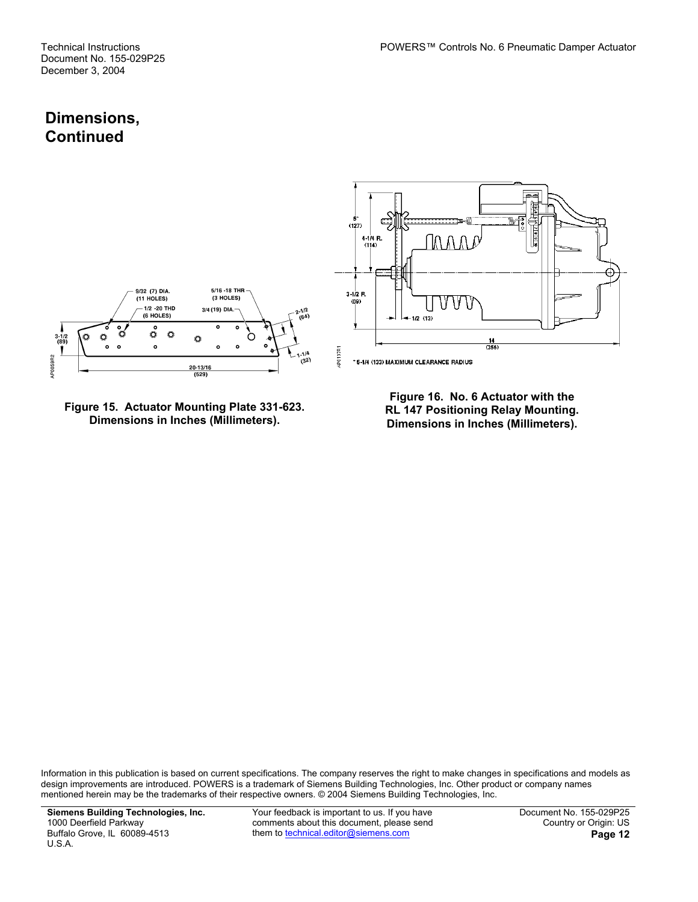## Dimensions, Continued

9/32 (7) DIA.
(11 HOLES)

5/16 -18 THR
(3 HOLES)

1/2 -20 THD
(6 HOLES)

3/4 (19) DIA.

2-1/2
(64)

3-1/2
(89)

1-1/4
(32)

20-13/16
(529)

AP0059R2

Figure 15. Actuator Mounting Plate 331-623. Dimensions in Inches (Millimeters).

5"
(127)

4-1/4 R.
(114)

3-1/2 R.
(89)

1/2 (13)

14
(356)

AP0137R1

*5-1/4 (133) MAXIMUM CLEARANCE RADIUS

Figure 16. No. 6 Actuator with the RL 147 Positioning Relay Mounting. Dimensions in Inches (Millimeters).

Information in this publication is based on current specifications. The company reserves the right to make changes in specifications and models as design improvements are introduced. POWERS is a trademark of Siemens Building Technologies, Inc. Other product or company names mentioned herein may be the trademarks of their respective owners. © 2004 Siemens Building Technologies, Inc.

**Siemens Building Technologies, Inc.**
1000 Deerfield Parkway
Buffalo Grove, IL 60089-4513
U.S.A.

Your feedback is important to us. If you have comments about this document, please send them to technical.editor@siemens.com

Document No. 155-029P25
Country or Origin: US